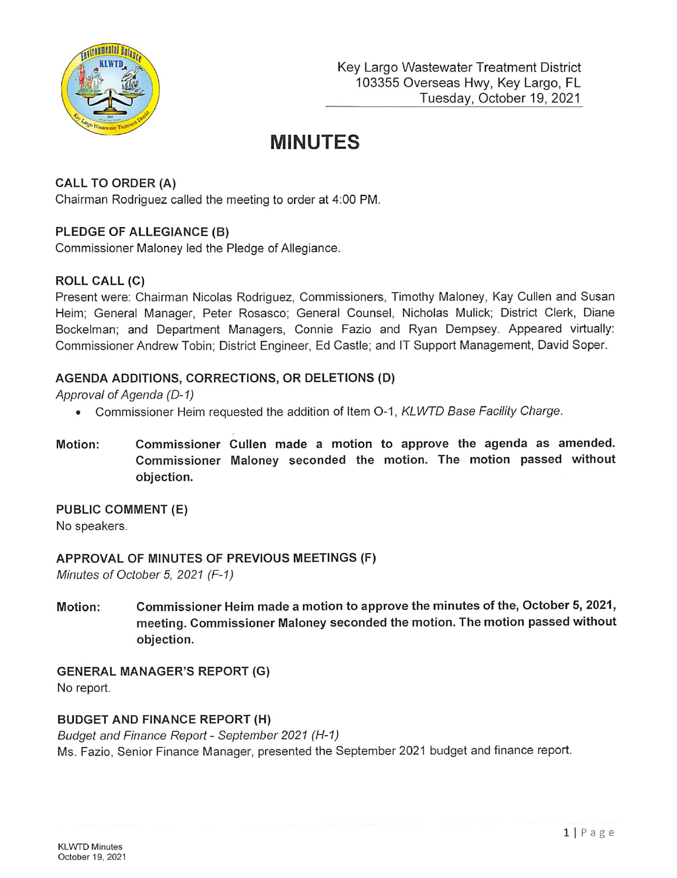Key Largo Wastewater Treatment District
103355 Overseas Hwy, Key Largo, FL
Tuesday, October 19, 2021

# MINUTES

### CALL TO ORDER (A)

Chairman Rodriguez called the meeting to order at 4:00 PM.

### PLEDGE OF ALLEGIANCE (B)

Commissioner Maloney led the Pledge of Allegiance.

### ROLL CALL (C)

Present were: Chairman Nicolas Rodriguez, Commissioners, Timothy Maloney, Kay Cullen and Susan Heim; General Manager, Peter Rosasco; General Counsel, Nicholas Mulick; District Clerk, Diane Bockelman; and Department Managers, Connie Fazio and Ryan Dempsey. Appeared virtually: Commissioner Andrew Tobin; District Engineer, Ed Castle; and IT Support Management, David Soper.

### AGENDA ADDITIONS, CORRECTIONS, OR DELETIONS (D)

*Approval of Agenda (D-1)*

- Commissioner Heim requested the addition of Item O-1, *KLWTD Base Facility Charge*.

**Motion: Commissioner Cullen made a motion to approve the agenda as amended. Commissioner Maloney seconded the motion. The motion passed without objection.**

### PUBLIC COMMENT (E)

No speakers.

### APPROVAL OF MINUTES OF PREVIOUS MEETINGS (F)

*Minutes of October 5, 2021 (F-1)*

**Motion: Commissioner Heim made a motion to approve the minutes of the, October 5, 2021, meeting. Commissioner Maloney seconded the motion. The motion passed without objection.**

### GENERAL MANAGER'S REPORT (G)

No report.

### BUDGET AND FINANCE REPORT (H)

*Budget and Finance Report - September 2021 (H-1)*

Ms. Fazio, Senior Finance Manager, presented the September 2021 budget and finance report.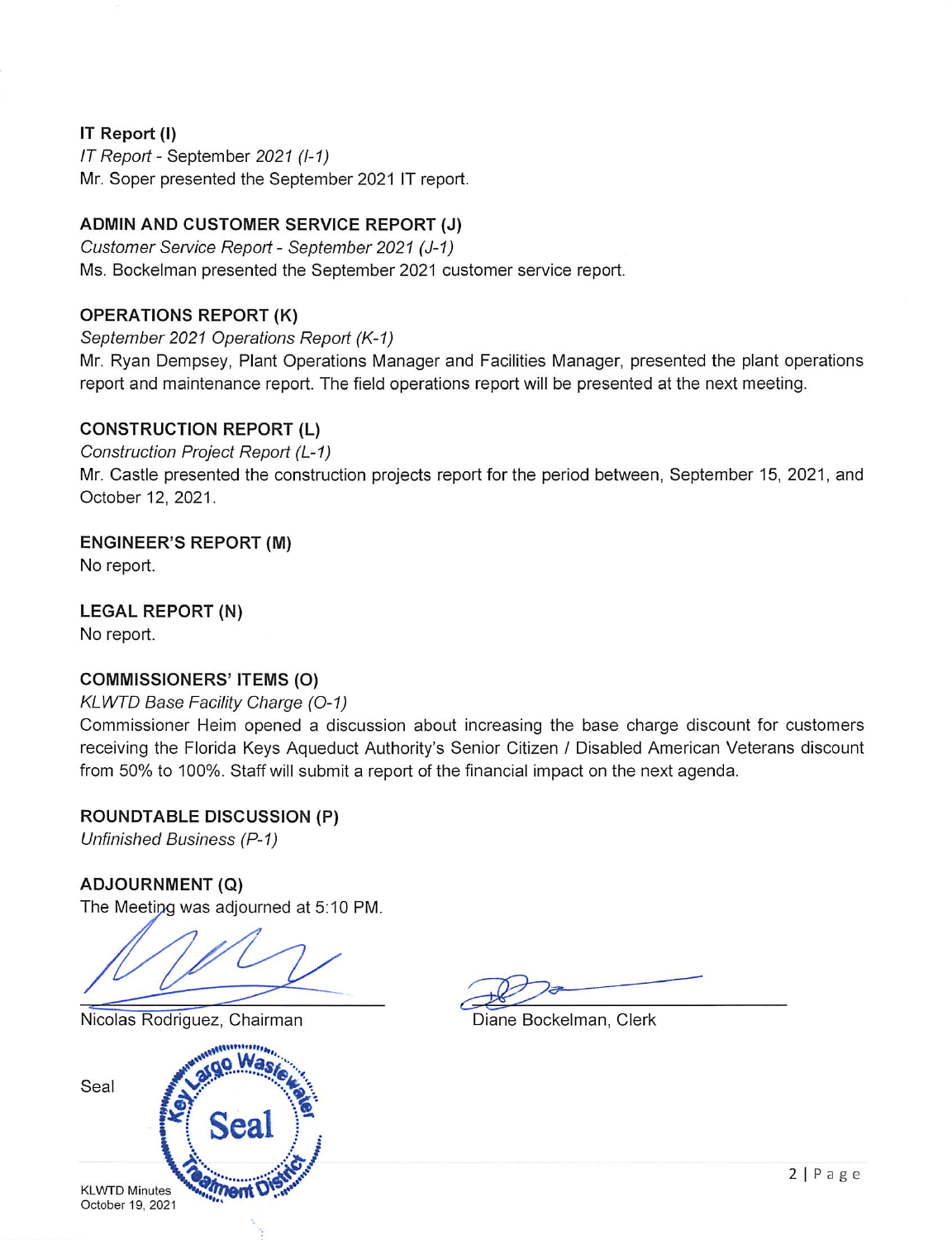**IT Report (I)**

*IT Report - September 2021 (I-1)*

Mr. Soper presented the September 2021 IT report.

**ADMIN AND CUSTOMER SERVICE REPORT (J)**

*Customer Service Report - September 2021 (J-1)*

Ms. Bockelman presented the September 2021 customer service report.

**OPERATIONS REPORT (K)**

*September 2021 Operations Report (K-1)*

Mr. Ryan Dempsey, Plant Operations Manager and Facilities Manager, presented the plant operations report and maintenance report. The field operations report will be presented at the next meeting.

**CONSTRUCTION REPORT (L)**

*Construction Project Report (L-1)*

Mr. Castle presented the construction projects report for the period between, September 15, 2021, and October 12, 2021.

**ENGINEER'S REPORT (M)**

No report.

**LEGAL REPORT (N)**

No report.

**COMMISSIONERS' ITEMS (O)**

*KLWTD Base Facility Charge (O-1)*

Commissioner Heim opened a discussion about increasing the base charge discount for customers receiving the Florida Keys Aqueduct Authority's Senior Citizen / Disabled American Veterans discount from 50% to 100%. Staff will submit a report of the financial impact on the next agenda.

**ROUNDTABLE DISCUSSION (P)**

*Unfinished Business (P-1)*

**ADJOURNMENT (Q)**

The Meeting was adjourned at 5:10 PM.

Nicolas Rodriguez, Chairman

Diane Bockelman, Clerk

Seal

Key Largo Wastewater Treatment District Seal

KLWTD Minutes
October 19, 2021